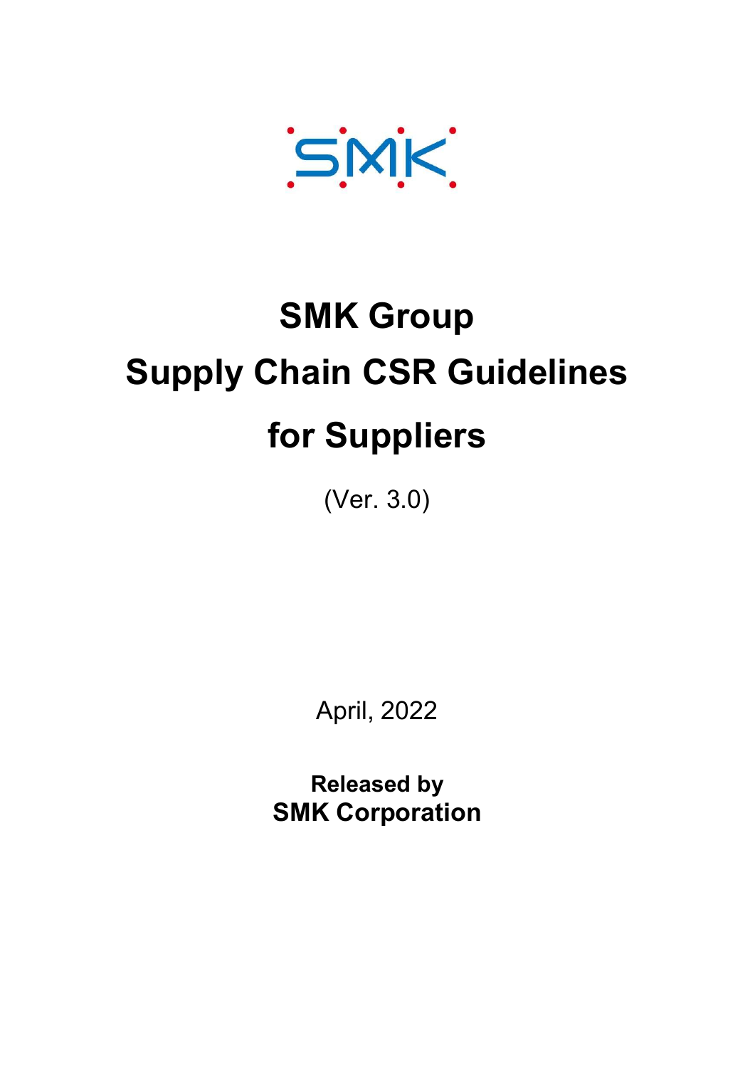SMK

# SMK Group Supply Chain CSR Guidelines for Suppliers

(Ver. 3.0)

April, 2022

**Released by**
**SMK Corporation**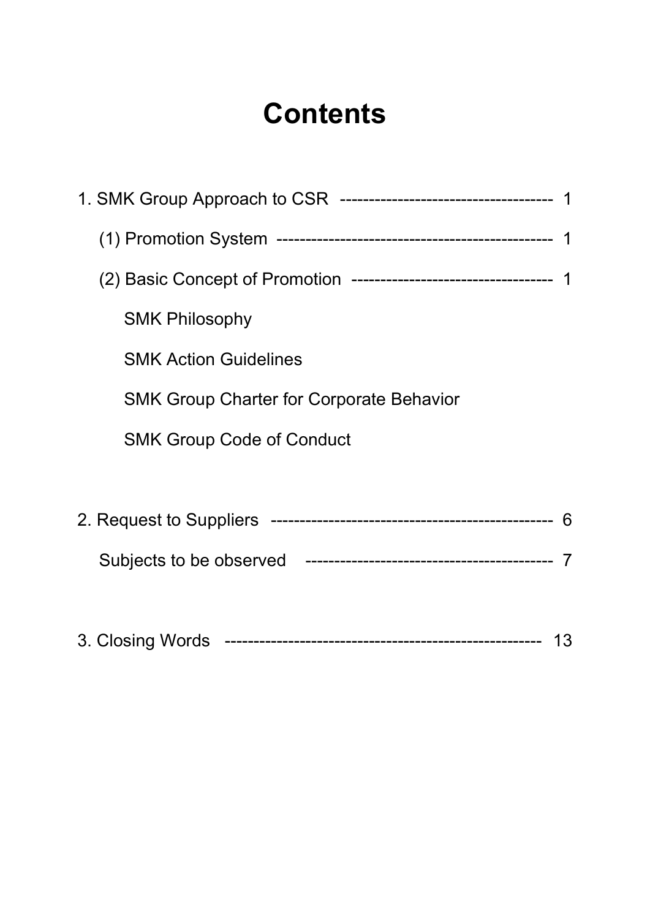# Contents

1. SMK Group Approach to CSR ------------------------------------ 1

    (1) Promotion System ---------------------------------------------- 1

    (2) Basic Concept of Promotion ---------------------------------- 1

        SMK Philosophy

        SMK Action Guidelines

        SMK Group Charter for Corporate Behavior

        SMK Group Code of Conduct

2. Request to Suppliers ------------------------------------------------ 6

    Subjects to be observed ------------------------------------------ 7

3. Closing Words ----------------------------------------------------- 13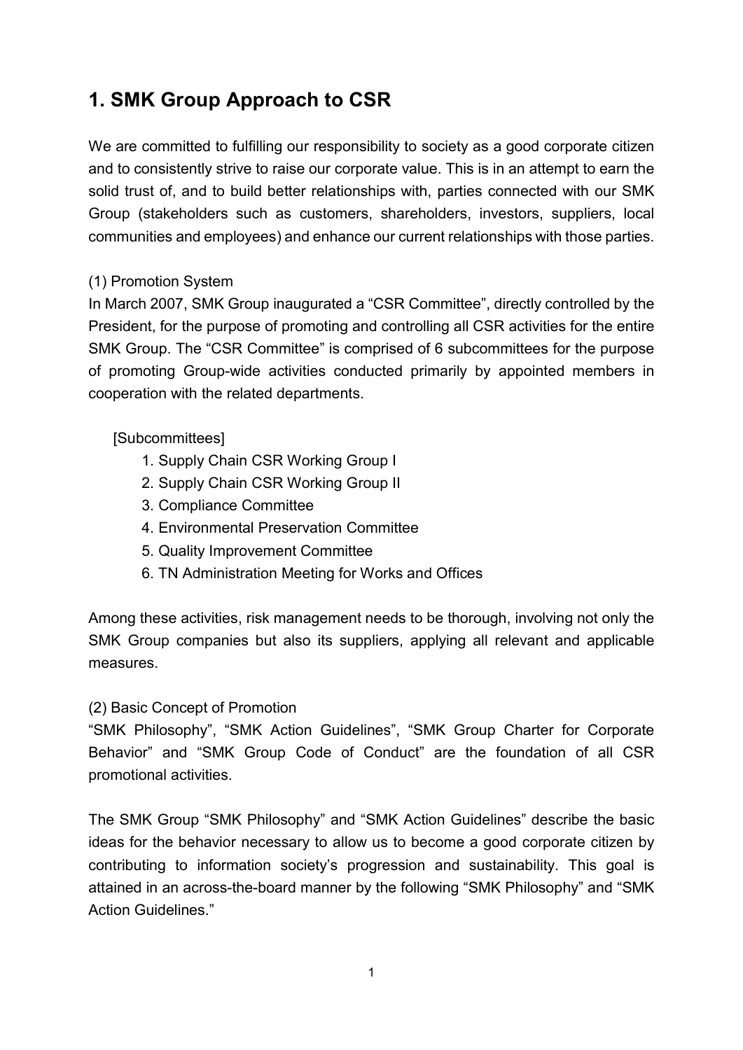## 1. SMK Group Approach to CSR

We are committed to fulfilling our responsibility to society as a good corporate citizen and to consistently strive to raise our corporate value. This is in an attempt to earn the solid trust of, and to build better relationships with, parties connected with our SMK Group (stakeholders such as customers, shareholders, investors, suppliers, local communities and employees) and enhance our current relationships with those parties.

(1) Promotion System

In March 2007, SMK Group inaugurated a “CSR Committee”, directly controlled by the President, for the purpose of promoting and controlling all CSR activities for the entire SMK Group. The “CSR Committee” is comprised of 6 subcommittees for the purpose of promoting Group-wide activities conducted primarily by appointed members in cooperation with the related departments.

[Subcommittees]

1. Supply Chain CSR Working Group I
2. Supply Chain CSR Working Group II
3. Compliance Committee
4. Environmental Preservation Committee
5. Quality Improvement Committee
6. TN Administration Meeting for Works and Offices

Among these activities, risk management needs to be thorough, involving not only the SMK Group companies but also its suppliers, applying all relevant and applicable measures.

(2) Basic Concept of Promotion

“SMK Philosophy”, “SMK Action Guidelines”, “SMK Group Charter for Corporate Behavior” and “SMK Group Code of Conduct” are the foundation of all CSR promotional activities.

The SMK Group “SMK Philosophy” and “SMK Action Guidelines” describe the basic ideas for the behavior necessary to allow us to become a good corporate citizen by contributing to information society’s progression and sustainability. This goal is attained in an across-the-board manner by the following “SMK Philosophy” and “SMK Action Guidelines.”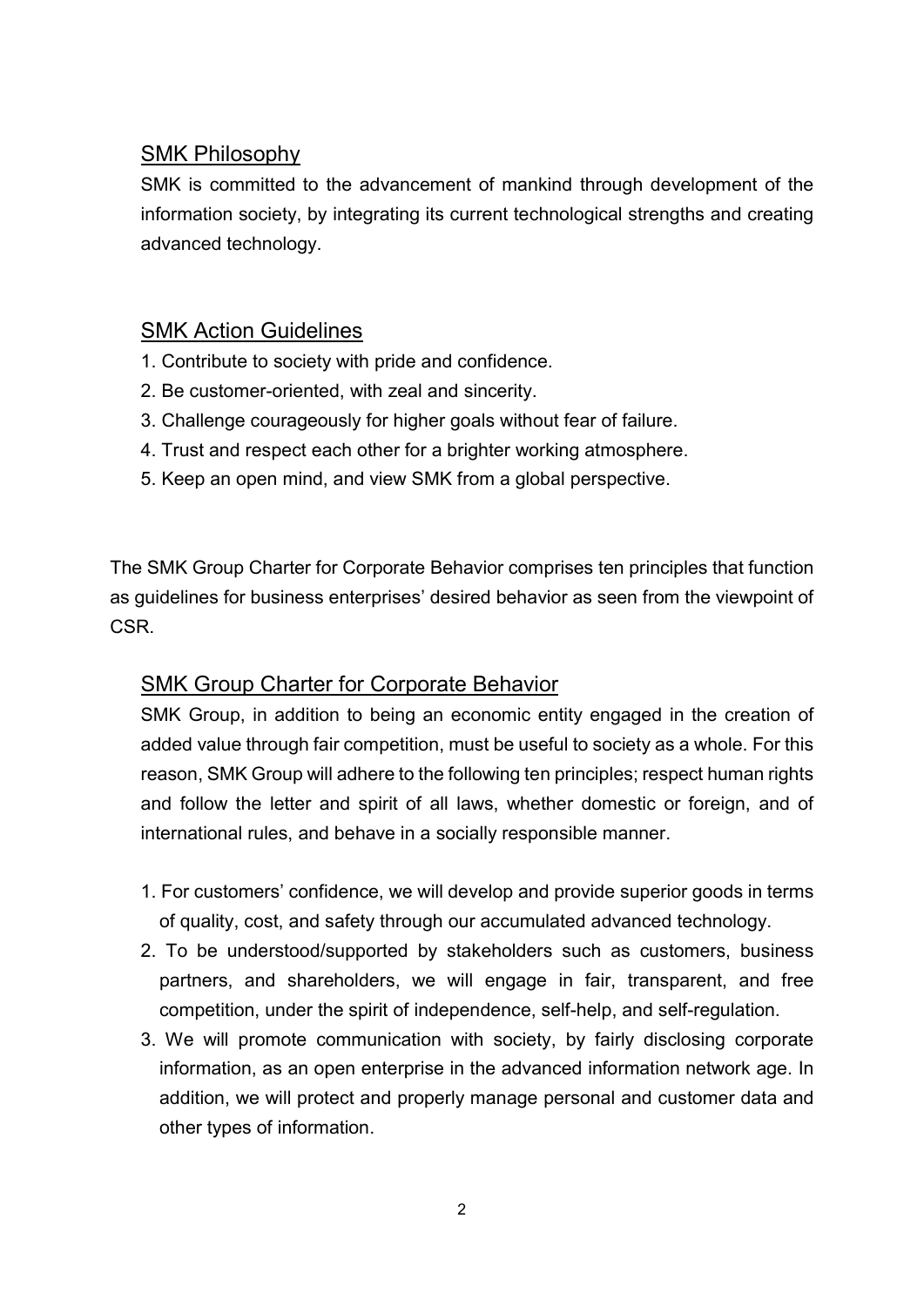## SMK Philosophy

SMK is committed to the advancement of mankind through development of the information society, by integrating its current technological strengths and creating advanced technology.

## SMK Action Guidelines

1. Contribute to society with pride and confidence.
2. Be customer-oriented, with zeal and sincerity.
3. Challenge courageously for higher goals without fear of failure.
4. Trust and respect each other for a brighter working atmosphere.
5. Keep an open mind, and view SMK from a global perspective.

The SMK Group Charter for Corporate Behavior comprises ten principles that function as guidelines for business enterprises' desired behavior as seen from the viewpoint of CSR.

## SMK Group Charter for Corporate Behavior

SMK Group, in addition to being an economic entity engaged in the creation of added value through fair competition, must be useful to society as a whole. For this reason, SMK Group will adhere to the following ten principles; respect human rights and follow the letter and spirit of all laws, whether domestic or foreign, and of international rules, and behave in a socially responsible manner.

1. For customers' confidence, we will develop and provide superior goods in terms of quality, cost, and safety through our accumulated advanced technology.
2. To be understood/supported by stakeholders such as customers, business partners, and shareholders, we will engage in fair, transparent, and free competition, under the spirit of independence, self-help, and self-regulation.
3. We will promote communication with society, by fairly disclosing corporate information, as an open enterprise in the advanced information network age. In addition, we will protect and properly manage personal and customer data and other types of information.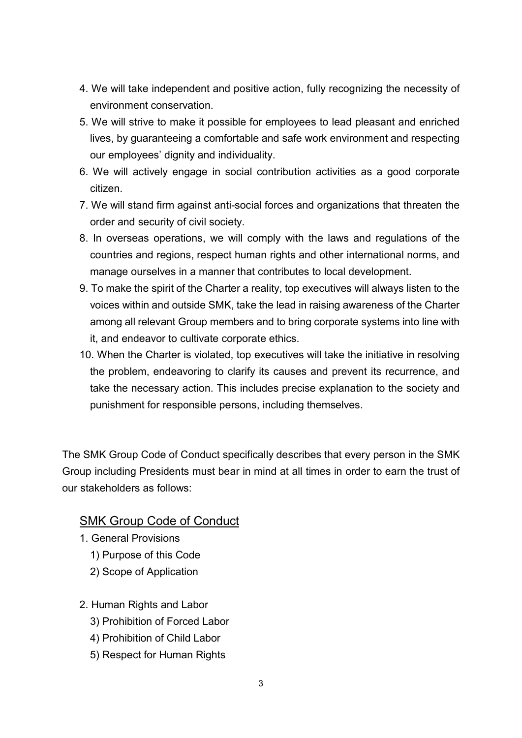4. We will take independent and positive action, fully recognizing the necessity of environment conservation.
5. We will strive to make it possible for employees to lead pleasant and enriched lives, by guaranteeing a comfortable and safe work environment and respecting our employees' dignity and individuality.
6. We will actively engage in social contribution activities as a good corporate citizen.
7. We will stand firm against anti-social forces and organizations that threaten the order and security of civil society.
8. In overseas operations, we will comply with the laws and regulations of the countries and regions, respect human rights and other international norms, and manage ourselves in a manner that contributes to local development.
9. To make the spirit of the Charter a reality, top executives will always listen to the voices within and outside SMK, take the lead in raising awareness of the Charter among all relevant Group members and to bring corporate systems into line with it, and endeavor to cultivate corporate ethics.
10. When the Charter is violated, top executives will take the initiative in resolving the problem, endeavoring to clarify its causes and prevent its recurrence, and take the necessary action. This includes precise explanation to the society and punishment for responsible persons, including themselves.

The SMK Group Code of Conduct specifically describes that every person in the SMK Group including Presidents must bear in mind at all times in order to earn the trust of our stakeholders as follows:

## SMK Group Code of Conduct

1. General Provisions
   1) Purpose of this Code
   2) Scope of Application

2. Human Rights and Labor
   3) Prohibition of Forced Labor
   4) Prohibition of Child Labor
   5) Respect for Human Rights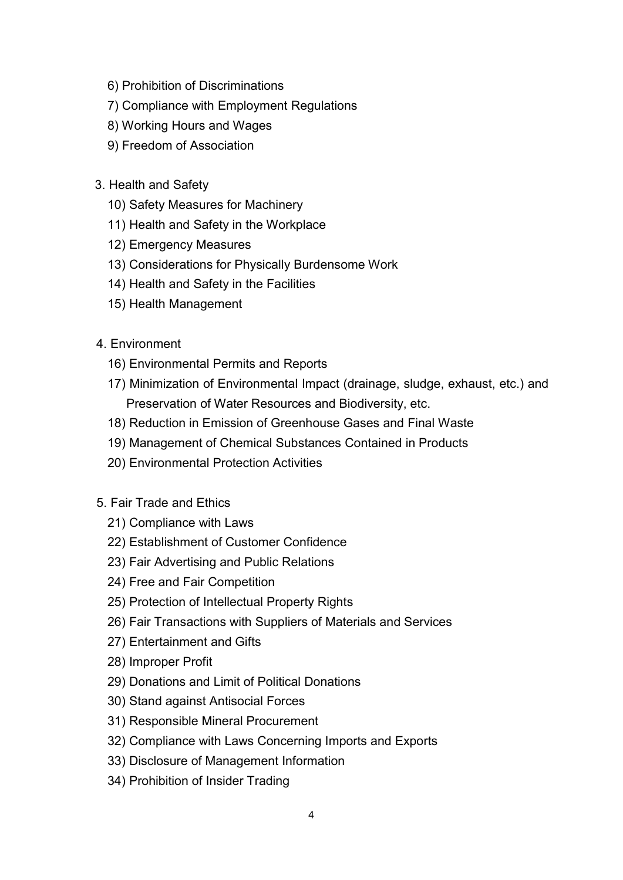6) Prohibition of Discriminations

7) Compliance with Employment Regulations

8) Working Hours and Wages

9) Freedom of Association

3. Health and Safety

10) Safety Measures for Machinery

11) Health and Safety in the Workplace

12) Emergency Measures

13) Considerations for Physically Burdensome Work

14) Health and Safety in the Facilities

15) Health Management

4. Environment

16) Environmental Permits and Reports

17) Minimization of Environmental Impact (drainage, sludge, exhaust, etc.) and Preservation of Water Resources and Biodiversity, etc.

18) Reduction in Emission of Greenhouse Gases and Final Waste

19) Management of Chemical Substances Contained in Products

20) Environmental Protection Activities

5. Fair Trade and Ethics

21) Compliance with Laws

22) Establishment of Customer Confidence

23) Fair Advertising and Public Relations

24) Free and Fair Competition

25) Protection of Intellectual Property Rights

26) Fair Transactions with Suppliers of Materials and Services

27) Entertainment and Gifts

28) Improper Profit

29) Donations and Limit of Political Donations

30) Stand against Antisocial Forces

31) Responsible Mineral Procurement

32) Compliance with Laws Concerning Imports and Exports

33) Disclosure of Management Information

34) Prohibition of Insider Trading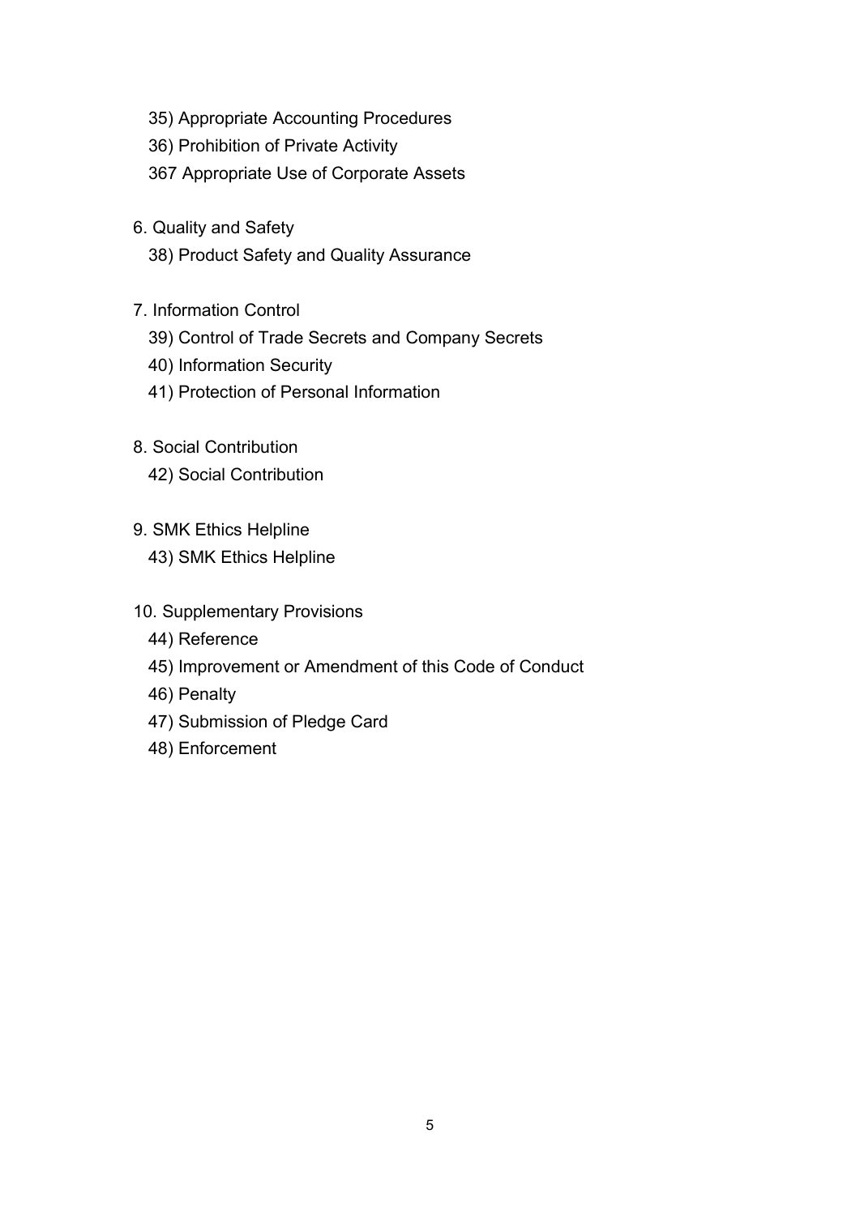35) Appropriate Accounting Procedures

36) Prohibition of Private Activity

367 Appropriate Use of Corporate Assets

6. Quality and Safety

38) Product Safety and Quality Assurance

7. Information Control

39) Control of Trade Secrets and Company Secrets

40) Information Security

41) Protection of Personal Information

8. Social Contribution

42) Social Contribution

9. SMK Ethics Helpline

43) SMK Ethics Helpline

10. Supplementary Provisions

44) Reference

45) Improvement or Amendment of this Code of Conduct

46) Penalty

47) Submission of Pledge Card

48) Enforcement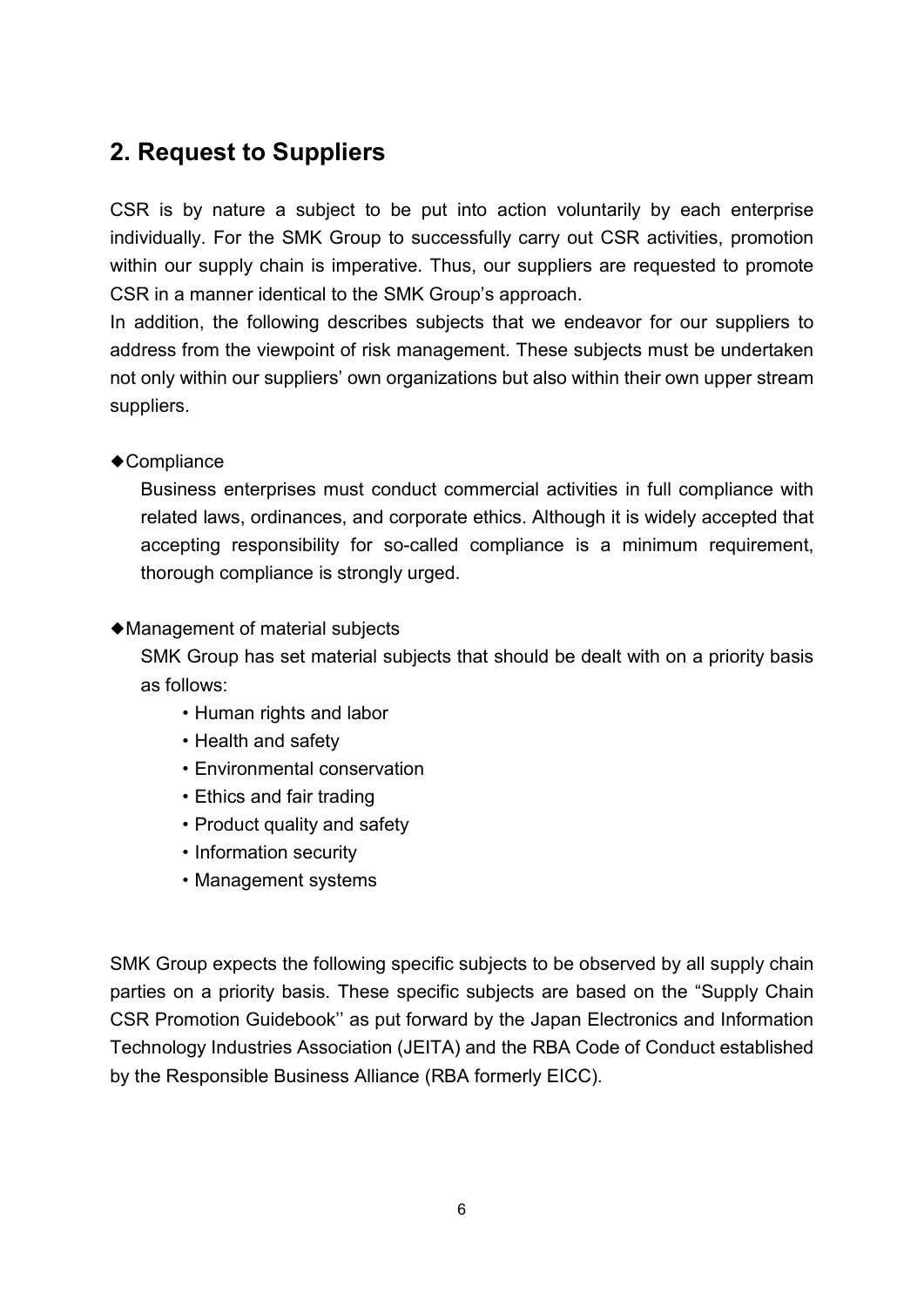## 2. Request to Suppliers

CSR is by nature a subject to be put into action voluntarily by each enterprise individually. For the SMK Group to successfully carry out CSR activities, promotion within our supply chain is imperative. Thus, our suppliers are requested to promote CSR in a manner identical to the SMK Group's approach.

In addition, the following describes subjects that we endeavor for our suppliers to address from the viewpoint of risk management. These subjects must be undertaken not only within our suppliers' own organizations but also within their own upper stream suppliers.

◆Compliance

Business enterprises must conduct commercial activities in full compliance with related laws, ordinances, and corporate ethics. Although it is widely accepted that accepting responsibility for so-called compliance is a minimum requirement, thorough compliance is strongly urged.

◆Management of material subjects

SMK Group has set material subjects that should be dealt with on a priority basis as follows:

- Human rights and labor
- Health and safety
- Environmental conservation
- Ethics and fair trading
- Product quality and safety
- Information security
- Management systems

SMK Group expects the following specific subjects to be observed by all supply chain parties on a priority basis. These specific subjects are based on the "Supply Chain CSR Promotion Guidebook'' as put forward by the Japan Electronics and Information Technology Industries Association (JEITA) and the RBA Code of Conduct established by the Responsible Business Alliance (RBA formerly EICC).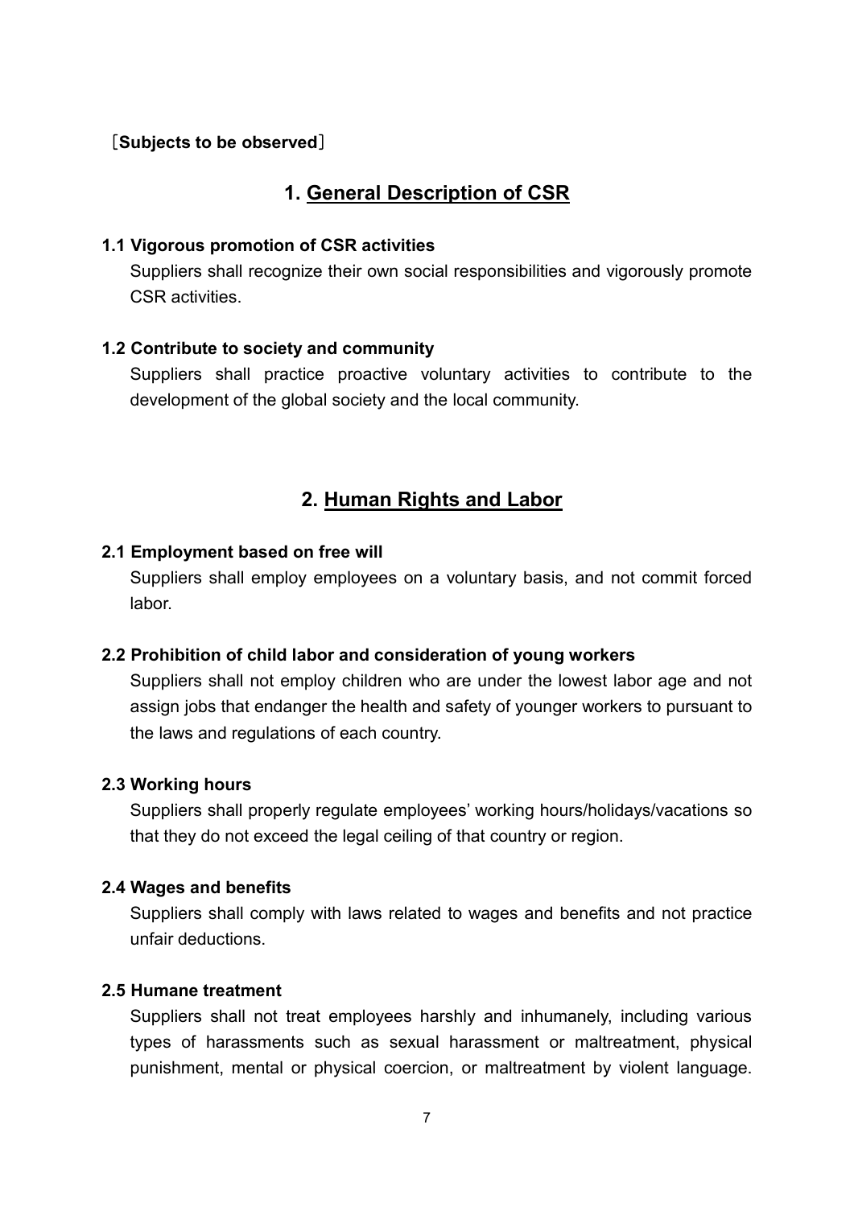［**Subjects to be observed**］

## 1. <u>General Description of CSR</u>

**1.1 Vigorous promotion of CSR activities**

Suppliers shall recognize their own social responsibilities and vigorously promote CSR activities.

**1.2 Contribute to society and community**

Suppliers shall practice proactive voluntary activities to contribute to the development of the global society and the local community.

## 2. <u>Human Rights and Labor</u>

**2.1 Employment based on free will**

Suppliers shall employ employees on a voluntary basis, and not commit forced labor.

**2.2 Prohibition of child labor and consideration of young workers**

Suppliers shall not employ children who are under the lowest labor age and not assign jobs that endanger the health and safety of younger workers to pursuant to the laws and regulations of each country.

**2.3 Working hours**

Suppliers shall properly regulate employees' working hours/holidays/vacations so that they do not exceed the legal ceiling of that country or region.

**2.4 Wages and benefits**

Suppliers shall comply with laws related to wages and benefits and not practice unfair deductions.

**2.5 Humane treatment**

Suppliers shall not treat employees harshly and inhumanely, including various types of harassments such as sexual harassment or maltreatment, physical punishment, mental or physical coercion, or maltreatment by violent language.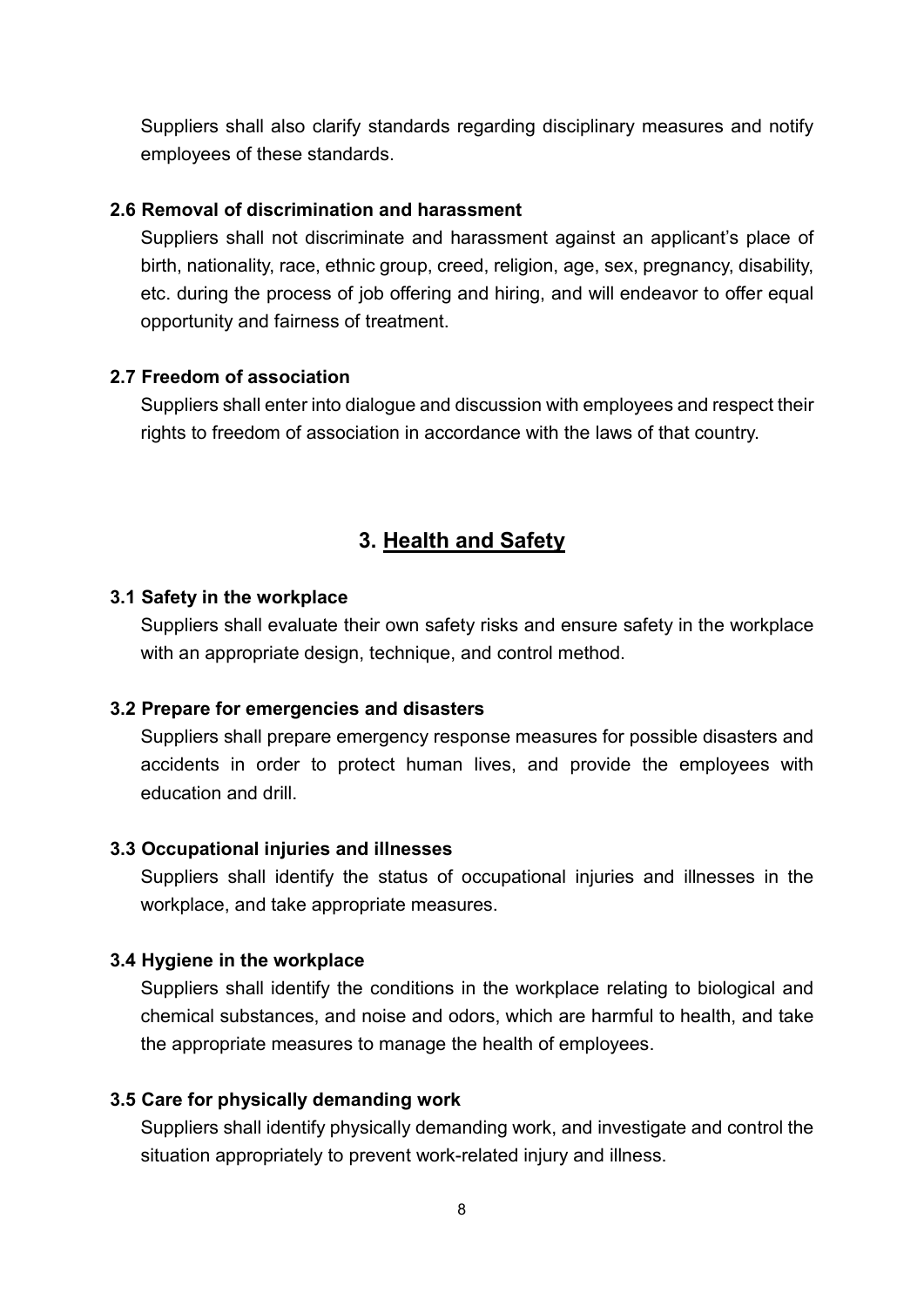Suppliers shall also clarify standards regarding disciplinary measures and notify employees of these standards.

### 2.6 Removal of discrimination and harassment

Suppliers shall not discriminate and harassment against an applicant's place of birth, nationality, race, ethnic group, creed, religion, age, sex, pregnancy, disability, etc. during the process of job offering and hiring, and will endeavor to offer equal opportunity and fairness of treatment.

### 2.7 Freedom of association

Suppliers shall enter into dialogue and discussion with employees and respect their rights to freedom of association in accordance with the laws of that country.

## 3. Health and Safety

### 3.1 Safety in the workplace

Suppliers shall evaluate their own safety risks and ensure safety in the workplace with an appropriate design, technique, and control method.

### 3.2 Prepare for emergencies and disasters

Suppliers shall prepare emergency response measures for possible disasters and accidents in order to protect human lives, and provide the employees with education and drill.

### 3.3 Occupational injuries and illnesses

Suppliers shall identify the status of occupational injuries and illnesses in the workplace, and take appropriate measures.

### 3.4 Hygiene in the workplace

Suppliers shall identify the conditions in the workplace relating to biological and chemical substances, and noise and odors, which are harmful to health, and take the appropriate measures to manage the health of employees.

### 3.5 Care for physically demanding work

Suppliers shall identify physically demanding work, and investigate and control the situation appropriately to prevent work-related injury and illness.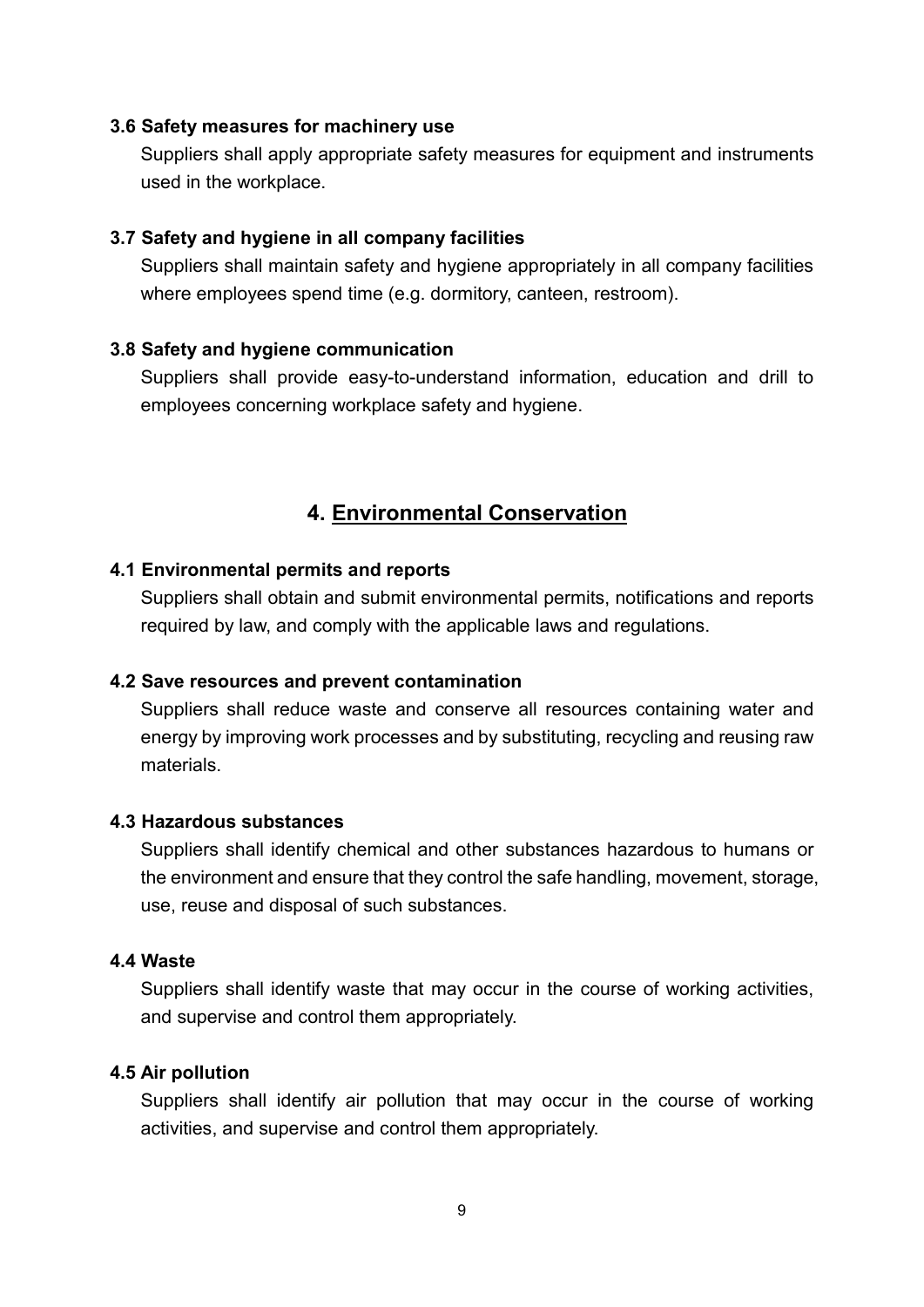### 3.6 Safety measures for machinery use

Suppliers shall apply appropriate safety measures for equipment and instruments used in the workplace.

### 3.7 Safety and hygiene in all company facilities

Suppliers shall maintain safety and hygiene appropriately in all company facilities where employees spend time (e.g. dormitory, canteen, restroom).

### 3.8 Safety and hygiene communication

Suppliers shall provide easy-to-understand information, education and drill to employees concerning workplace safety and hygiene.

## 4. Environmental Conservation

### 4.1 Environmental permits and reports

Suppliers shall obtain and submit environmental permits, notifications and reports required by law, and comply with the applicable laws and regulations.

### 4.2 Save resources and prevent contamination

Suppliers shall reduce waste and conserve all resources containing water and energy by improving work processes and by substituting, recycling and reusing raw materials.

### 4.3 Hazardous substances

Suppliers shall identify chemical and other substances hazardous to humans or the environment and ensure that they control the safe handling, movement, storage, use, reuse and disposal of such substances.

### 4.4 Waste

Suppliers shall identify waste that may occur in the course of working activities, and supervise and control them appropriately.

### 4.5 Air pollution

Suppliers shall identify air pollution that may occur in the course of working activities, and supervise and control them appropriately.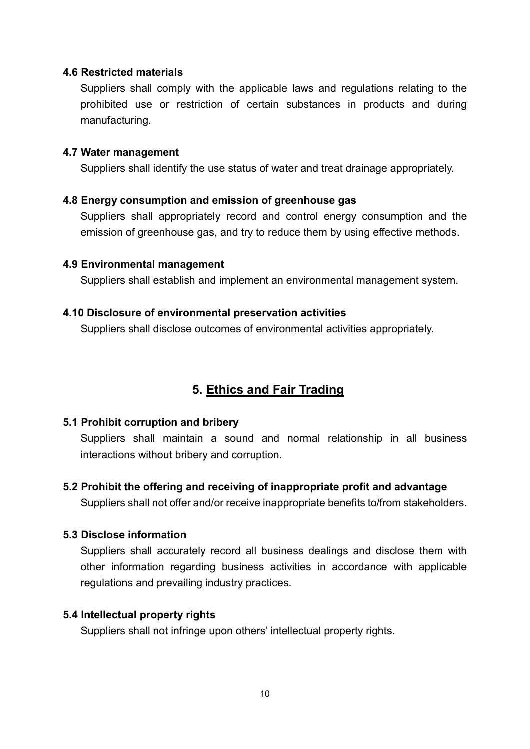**4.6 Restricted materials**

Suppliers shall comply with the applicable laws and regulations relating to the prohibited use or restriction of certain substances in products and during manufacturing.

**4.7 Water management**

Suppliers shall identify the use status of water and treat drainage appropriately.

**4.8 Energy consumption and emission of greenhouse gas**

Suppliers shall appropriately record and control energy consumption and the emission of greenhouse gas, and try to reduce them by using effective methods.

**4.9 Environmental management**

Suppliers shall establish and implement an environmental management system.

**4.10 Disclosure of environmental preservation activities**

Suppliers shall disclose outcomes of environmental activities appropriately.

## 5. Ethics and Fair Trading

**5.1 Prohibit corruption and bribery**

Suppliers shall maintain a sound and normal relationship in all business interactions without bribery and corruption.

**5.2 Prohibit the offering and receiving of inappropriate profit and advantage**

Suppliers shall not offer and/or receive inappropriate benefits to/from stakeholders.

**5.3 Disclose information**

Suppliers shall accurately record all business dealings and disclose them with other information regarding business activities in accordance with applicable regulations and prevailing industry practices.

**5.4 Intellectual property rights**

Suppliers shall not infringe upon others' intellectual property rights.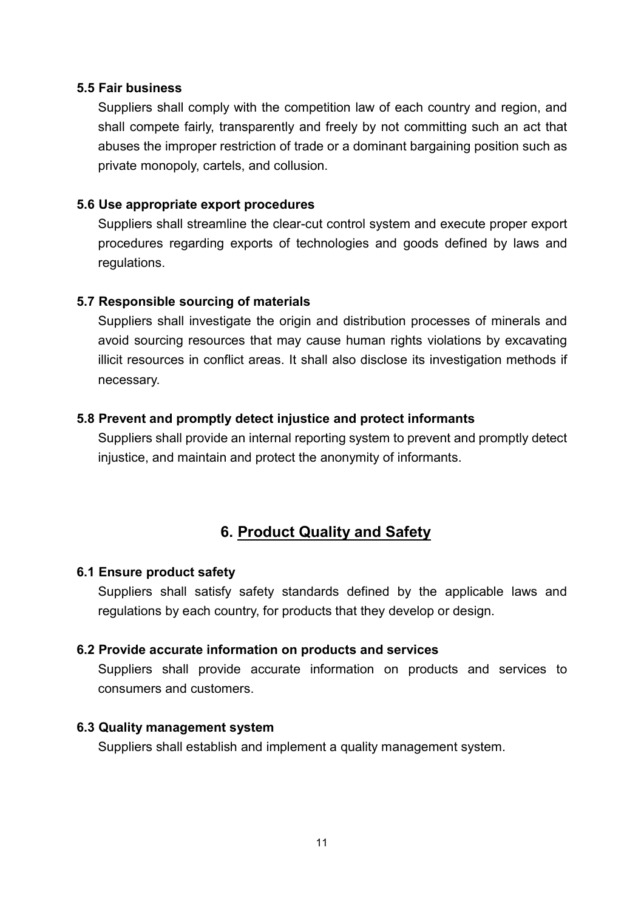### 5.5 Fair business

Suppliers shall comply with the competition law of each country and region, and shall compete fairly, transparently and freely by not committing such an act that abuses the improper restriction of trade or a dominant bargaining position such as private monopoly, cartels, and collusion.

### 5.6 Use appropriate export procedures

Suppliers shall streamline the clear-cut control system and execute proper export procedures regarding exports of technologies and goods defined by laws and regulations.

### 5.7 Responsible sourcing of materials

Suppliers shall investigate the origin and distribution processes of minerals and avoid sourcing resources that may cause human rights violations by excavating illicit resources in conflict areas. It shall also disclose its investigation methods if necessary.

### 5.8 Prevent and promptly detect injustice and protect informants

Suppliers shall provide an internal reporting system to prevent and promptly detect injustice, and maintain and protect the anonymity of informants.

## 6. Product Quality and Safety

### 6.1 Ensure product safety

Suppliers shall satisfy safety standards defined by the applicable laws and regulations by each country, for products that they develop or design.

### 6.2 Provide accurate information on products and services

Suppliers shall provide accurate information on products and services to consumers and customers.

### 6.3 Quality management system

Suppliers shall establish and implement a quality management system.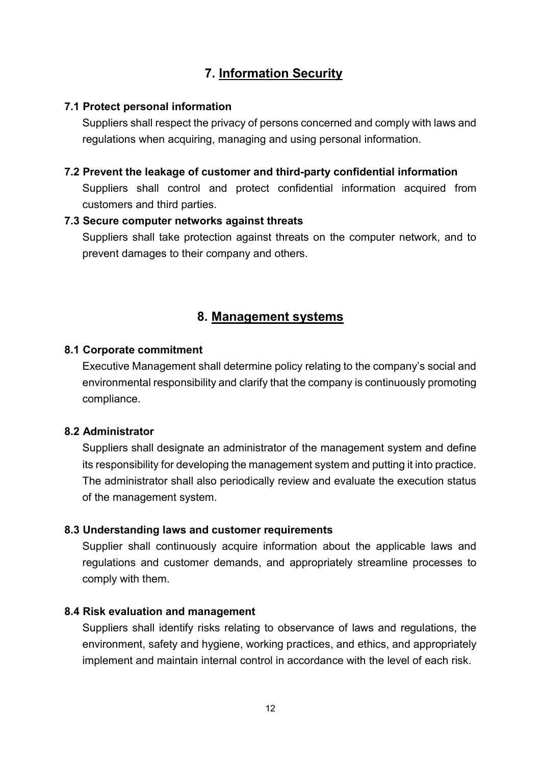## 7. Information Security

### 7.1 Protect personal information

Suppliers shall respect the privacy of persons concerned and comply with laws and regulations when acquiring, managing and using personal information.

### 7.2 Prevent the leakage of customer and third-party confidential information

Suppliers shall control and protect confidential information acquired from customers and third parties.

### 7.3 Secure computer networks against threats

Suppliers shall take protection against threats on the computer network, and to prevent damages to their company and others.

## 8. Management systems

### 8.1 Corporate commitment

Executive Management shall determine policy relating to the company's social and environmental responsibility and clarify that the company is continuously promoting compliance.

### 8.2 Administrator

Suppliers shall designate an administrator of the management system and define its responsibility for developing the management system and putting it into practice. The administrator shall also periodically review and evaluate the execution status of the management system.

### 8.3 Understanding laws and customer requirements

Supplier shall continuously acquire information about the applicable laws and regulations and customer demands, and appropriately streamline processes to comply with them.

### 8.4 Risk evaluation and management

Suppliers shall identify risks relating to observance of laws and regulations, the environment, safety and hygiene, working practices, and ethics, and appropriately implement and maintain internal control in accordance with the level of each risk.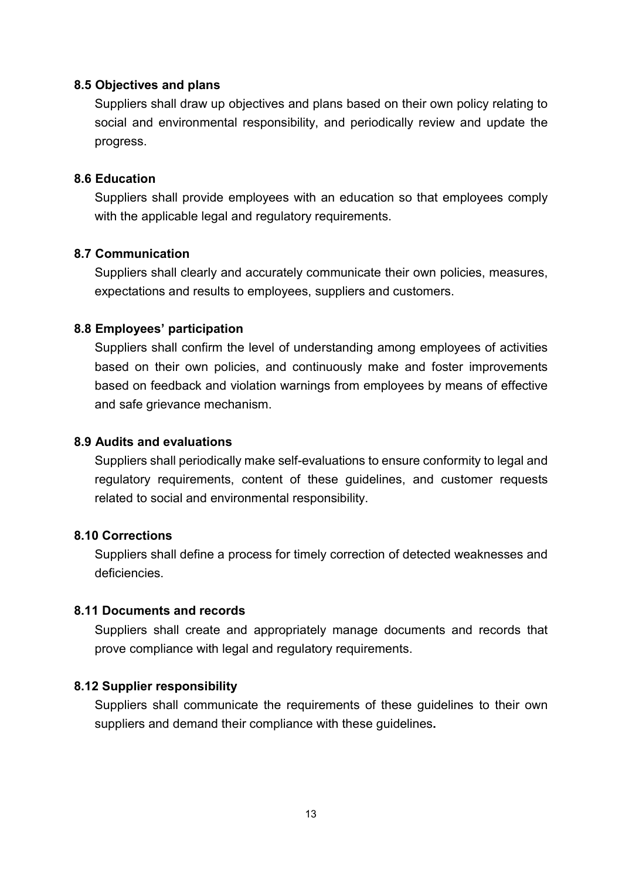### 8.5 Objectives and plans

Suppliers shall draw up objectives and plans based on their own policy relating to social and environmental responsibility, and periodically review and update the progress.

### 8.6 Education

Suppliers shall provide employees with an education so that employees comply with the applicable legal and regulatory requirements.

### 8.7 Communication

Suppliers shall clearly and accurately communicate their own policies, measures, expectations and results to employees, suppliers and customers.

### 8.8 Employees' participation

Suppliers shall confirm the level of understanding among employees of activities based on their own policies, and continuously make and foster improvements based on feedback and violation warnings from employees by means of effective and safe grievance mechanism.

### 8.9 Audits and evaluations

Suppliers shall periodically make self-evaluations to ensure conformity to legal and regulatory requirements, content of these guidelines, and customer requests related to social and environmental responsibility.

### 8.10 Corrections

Suppliers shall define a process for timely correction of detected weaknesses and deficiencies.

### 8.11 Documents and records

Suppliers shall create and appropriately manage documents and records that prove compliance with legal and regulatory requirements.

### 8.12 Supplier responsibility

Suppliers shall communicate the requirements of these guidelines to their own suppliers and demand their compliance with these guidelines**.**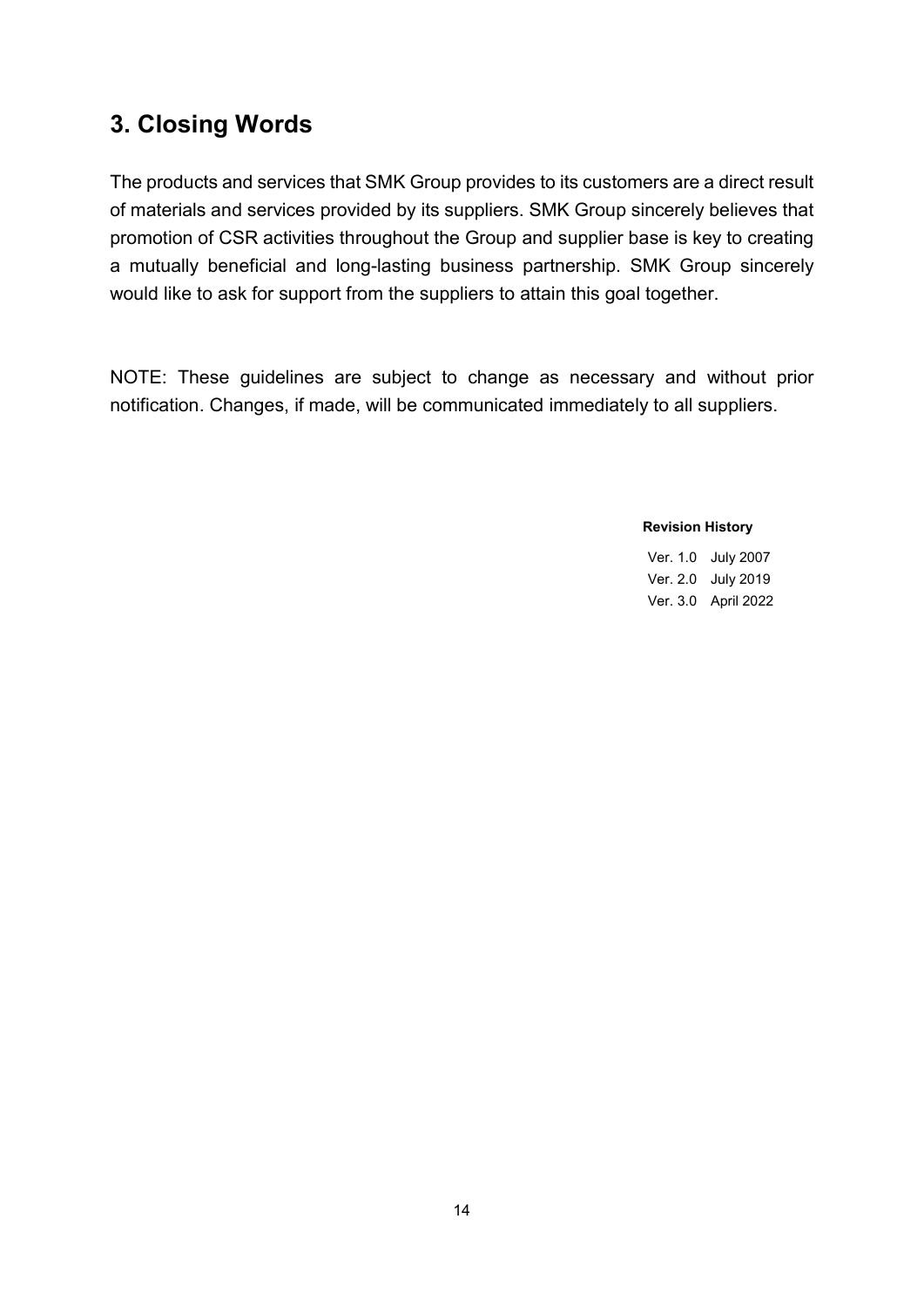## 3. Closing Words

The products and services that SMK Group provides to its customers are a direct result of materials and services provided by its suppliers. SMK Group sincerely believes that promotion of CSR activities throughout the Group and supplier base is key to creating a mutually beneficial and long-lasting business partnership. SMK Group sincerely would like to ask for support from the suppliers to attain this goal together.

NOTE: These guidelines are subject to change as necessary and without prior notification. Changes, if made, will be communicated immediately to all suppliers.

**Revision History**

| | |
|---|---|
| Ver. 1.0 | July 2007 |
| Ver. 2.0 | July 2019 |
| Ver. 3.0 | April 2022 |